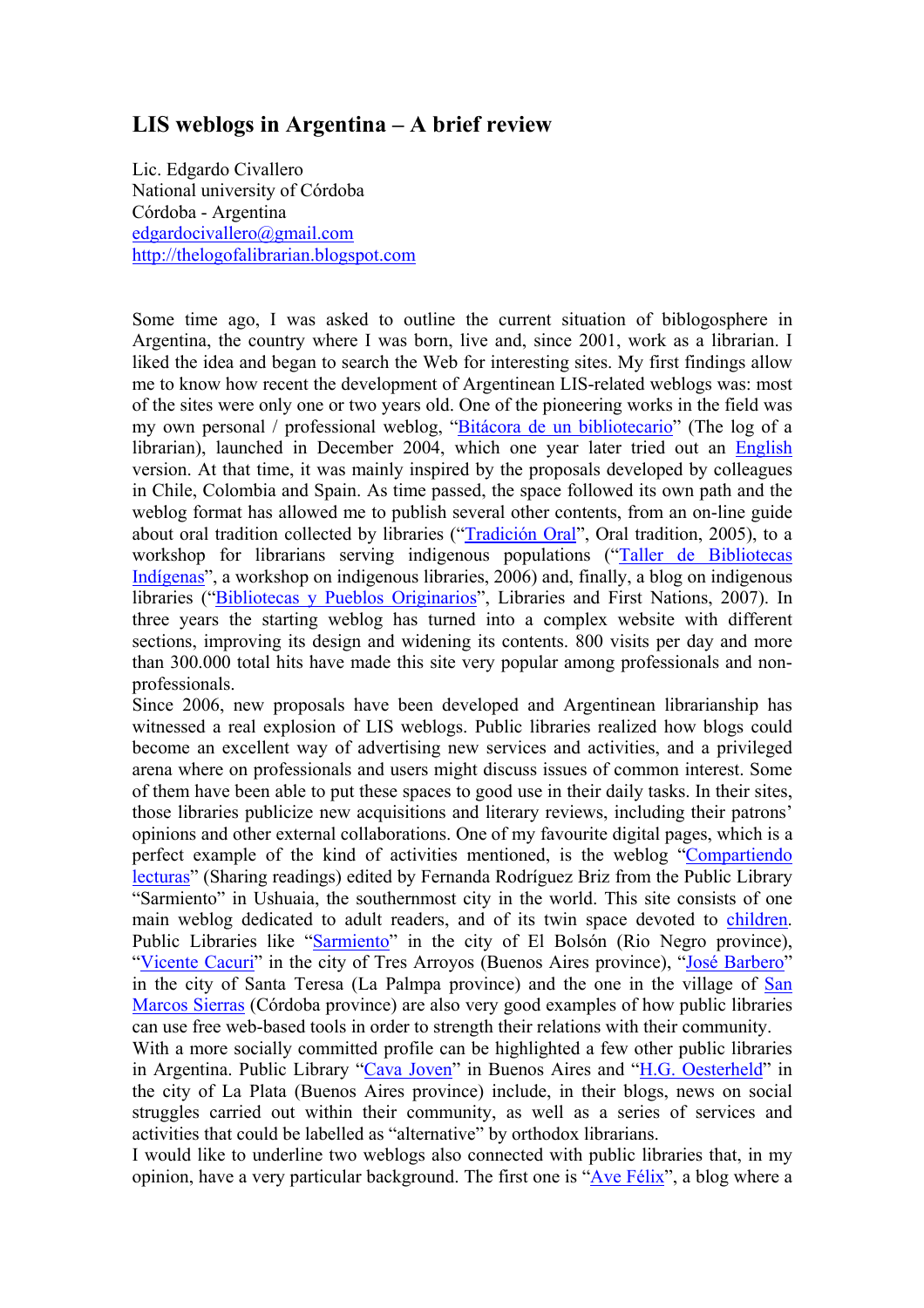# LIS weblogs in Argentina – A brief review

Lic. Edgardo Civallero
National university of Córdoba
Córdoba - Argentina
edgardocivallero@gmail.com
http://thelogofalibrarian.blogspot.com

Some time ago, I was asked to outline the current situation of biblogosphere in Argentina, the country where I was born, live and, since 2001, work as a librarian. I liked the idea and began to search the Web for interesting sites. My first findings allow me to know how recent the development of Argentinean LIS-related weblogs was: most of the sites were only one or two years old. One of the pioneering works in the field was my own personal / professional weblog, "Bitácora de un bibliotecario" (The log of a librarian), launched in December 2004, which one year later tried out an English version. At that time, it was mainly inspired by the proposals developed by colleagues in Chile, Colombia and Spain. As time passed, the space followed its own path and the weblog format has allowed me to publish several other contents, from an on-line guide about oral tradition collected by libraries ("Tradición Oral", Oral tradition, 2005), to a workshop for librarians serving indigenous populations ("Taller de Bibliotecas Indígenas", a workshop on indigenous libraries, 2006) and, finally, a blog on indigenous libraries ("Bibliotecas y Pueblos Originarios", Libraries and First Nations, 2007). In three years the starting weblog has turned into a complex website with different sections, improving its design and widening its contents. 800 visits per day and more than 300.000 total hits have made this site very popular among professionals and non-professionals.

Since 2006, new proposals have been developed and Argentinean librarianship has witnessed a real explosion of LIS weblogs. Public libraries realized how blogs could become an excellent way of advertising new services and activities, and a privileged arena where on professionals and users might discuss issues of common interest. Some of them have been able to put these spaces to good use in their daily tasks. In their sites, those libraries publicize new acquisitions and literary reviews, including their patrons' opinions and other external collaborations. One of my favourite digital pages, which is a perfect example of the kind of activities mentioned, is the weblog "Compartiendo lecturas" (Sharing readings) edited by Fernanda Rodríguez Briz from the Public Library "Sarmiento" in Ushuaia, the southernmost city in the world. This site consists of one main weblog dedicated to adult readers, and of its twin space devoted to children. Public Libraries like "Sarmiento" in the city of El Bolsón (Rio Negro province), "Vicente Cacuri" in the city of Tres Arroyos (Buenos Aires province), "José Barbero" in the city of Santa Teresa (La Palmpa province) and the one in the village of San Marcos Sierras (Córdoba province) are also very good examples of how public libraries can use free web-based tools in order to strength their relations with their community.

With a more socially committed profile can be highlighted a few other public libraries in Argentina. Public Library "Cava Joven" in Buenos Aires and "H.G. Oesterheld" in the city of La Plata (Buenos Aires province) include, in their blogs, news on social struggles carried out within their community, as well as a series of services and activities that could be labelled as "alternative" by orthodox librarians.

I would like to underline two weblogs also connected with public libraries that, in my opinion, have a very particular background. The first one is "Ave Félix", a blog where a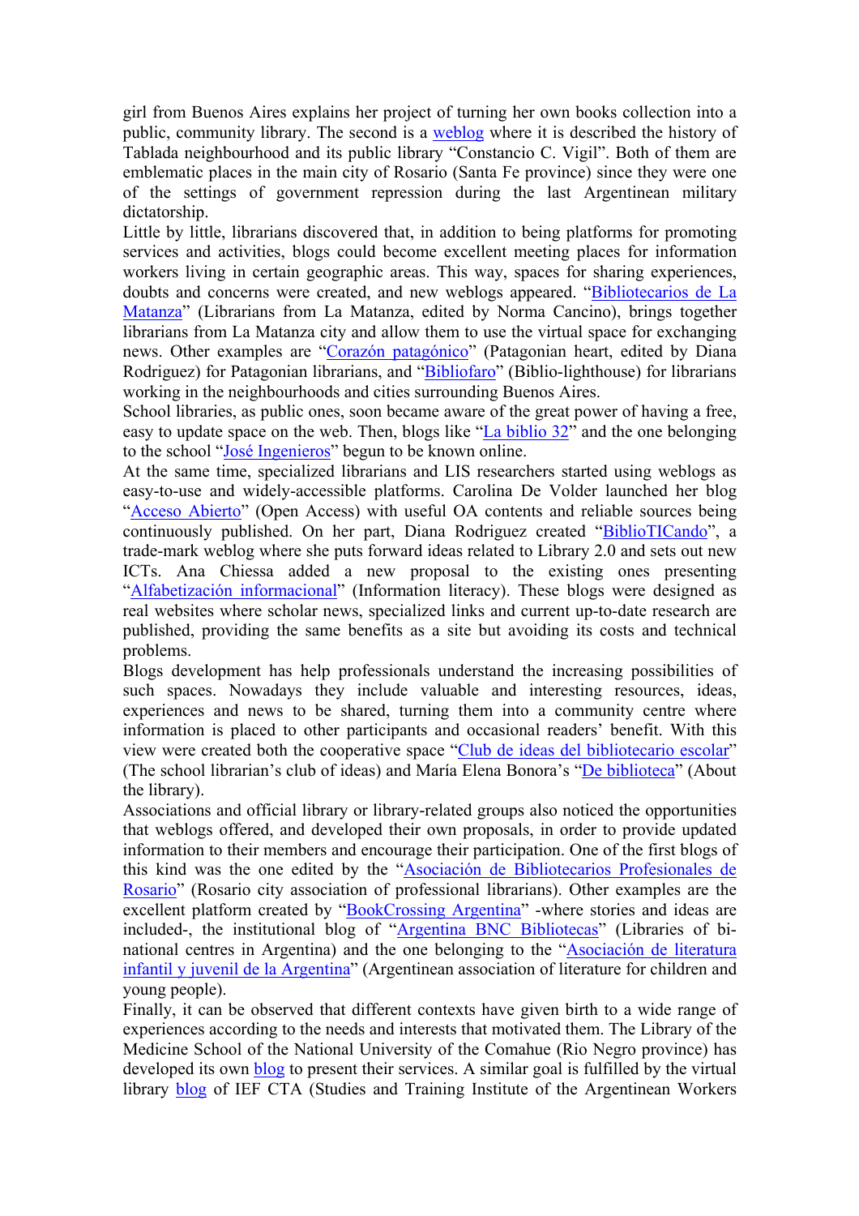girl from Buenos Aires explains her project of turning her own books collection into a public, community library. The second is a weblog where it is described the history of Tablada neighbourhood and its public library "Constancio C. Vigil". Both of them are emblematic places in the main city of Rosario (Santa Fe province) since they were one of the settings of government repression during the last Argentinean military dictatorship.

Little by little, librarians discovered that, in addition to being platforms for promoting services and activities, blogs could become excellent meeting places for information workers living in certain geographic areas. This way, spaces for sharing experiences, doubts and concerns were created, and new weblogs appeared. "Bibliotecarios de La Matanza" (Librarians from La Matanza, edited by Norma Cancino), brings together librarians from La Matanza city and allow them to use the virtual space for exchanging news. Other examples are "Corazón patagónico" (Patagonian heart, edited by Diana Rodriguez) for Patagonian librarians, and "Bibliofaro" (Biblio-lighthouse) for librarians working in the neighbourhoods and cities surrounding Buenos Aires.

School libraries, as public ones, soon became aware of the great power of having a free, easy to update space on the web. Then, blogs like "La biblio 32" and the one belonging to the school "José Ingenieros" begun to be known online.

At the same time, specialized librarians and LIS researchers started using weblogs as easy-to-use and widely-accessible platforms. Carolina De Volder launched her blog "Acceso Abierto" (Open Access) with useful OA contents and reliable sources being continuously published. On her part, Diana Rodriguez created "BiblioTICando", a trade-mark weblog where she puts forward ideas related to Library 2.0 and sets out new ICTs. Ana Chiessa added a new proposal to the existing ones presenting "Alfabetización informacional" (Information literacy). These blogs were designed as real websites where scholar news, specialized links and current up-to-date research are published, providing the same benefits as a site but avoiding its costs and technical problems.

Blogs development has help professionals understand the increasing possibilities of such spaces. Nowadays they include valuable and interesting resources, ideas, experiences and news to be shared, turning them into a community centre where information is placed to other participants and occasional readers' benefit. With this view were created both the cooperative space "Club de ideas del bibliotecario escolar" (The school librarian's club of ideas) and María Elena Bonora's "De biblioteca" (About the library).

Associations and official library or library-related groups also noticed the opportunities that weblogs offered, and developed their own proposals, in order to provide updated information to their members and encourage their participation. One of the first blogs of this kind was the one edited by the "Asociación de Bibliotecarios Profesionales de Rosario" (Rosario city association of professional librarians). Other examples are the excellent platform created by "BookCrossing Argentina" -where stories and ideas are included-, the institutional blog of "Argentina BNC Bibliotecas" (Libraries of bi-national centres in Argentina) and the one belonging to the "Asociación de literatura infantil y juvenil de la Argentina" (Argentinean association of literature for children and young people).

Finally, it can be observed that different contexts have given birth to a wide range of experiences according to the needs and interests that motivated them. The Library of the Medicine School of the National University of the Comahue (Rio Negro province) has developed its own blog to present their services. A similar goal is fulfilled by the virtual library blog of IEF CTA (Studies and Training Institute of the Argentinean Workers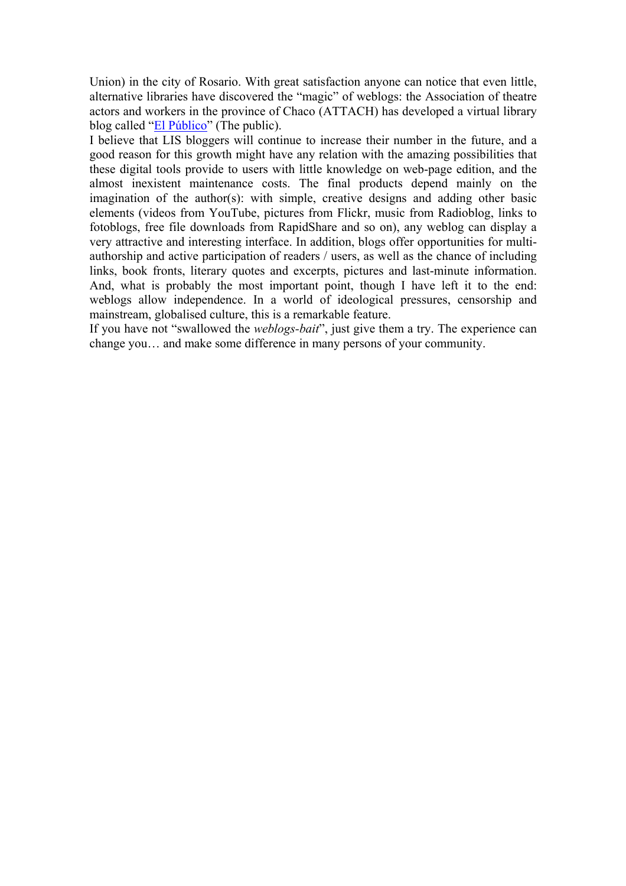Union) in the city of Rosario. With great satisfaction anyone can notice that even little, alternative libraries have discovered the "magic" of weblogs: the Association of theatre actors and workers in the province of Chaco (ATTACH) has developed a virtual library blog called "El Público" (The public).

I believe that LIS bloggers will continue to increase their number in the future, and a good reason for this growth might have any relation with the amazing possibilities that these digital tools provide to users with little knowledge on web-page edition, and the almost inexistent maintenance costs. The final products depend mainly on the imagination of the author(s): with simple, creative designs and adding other basic elements (videos from YouTube, pictures from Flickr, music from Radioblog, links to fotoblogs, free file downloads from RapidShare and so on), any weblog can display a very attractive and interesting interface. In addition, blogs offer opportunities for multi-authorship and active participation of readers / users, as well as the chance of including links, book fronts, literary quotes and excerpts, pictures and last-minute information. And, what is probably the most important point, though I have left it to the end: weblogs allow independence. In a world of ideological pressures, censorship and mainstream, globalised culture, this is a remarkable feature.

If you have not "swallowed the *weblogs-bait*", just give them a try. The experience can change you… and make some difference in many persons of your community.